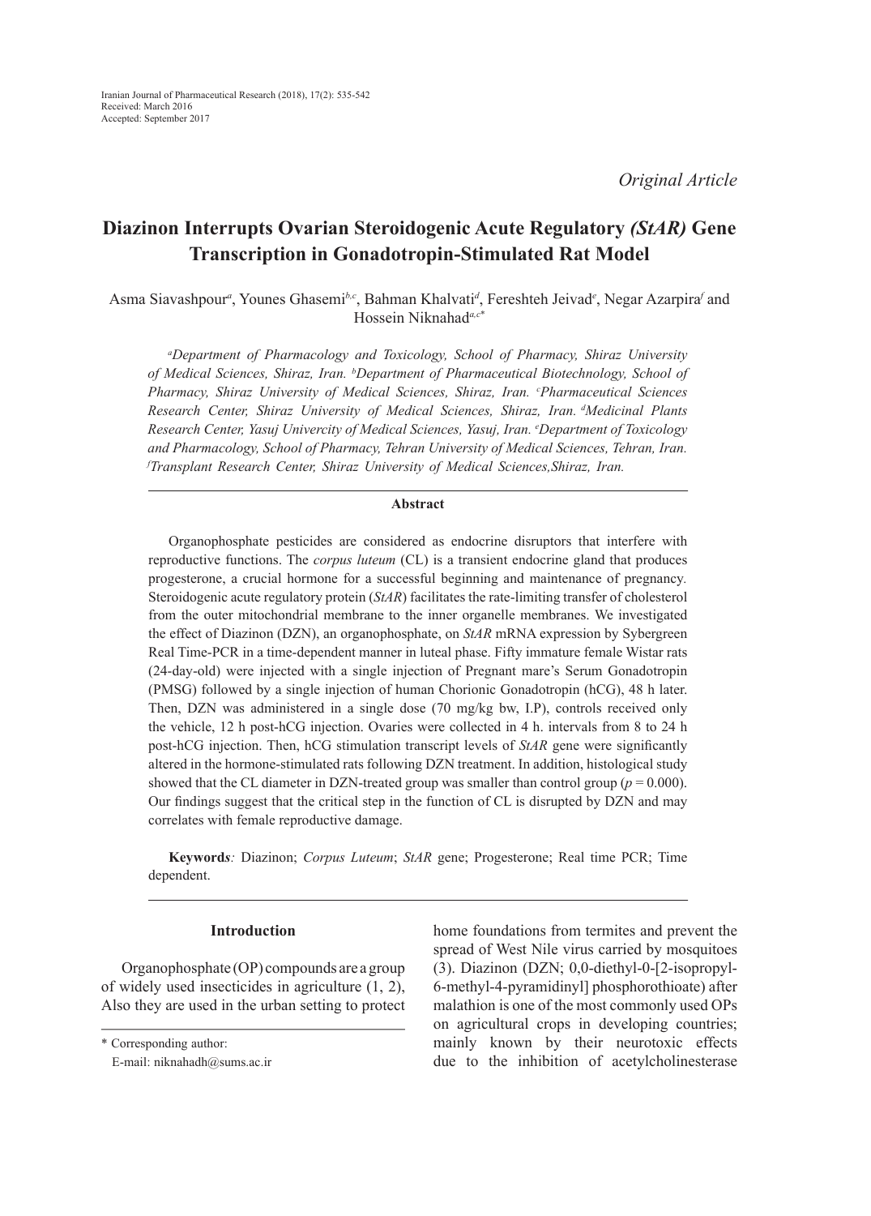Iranian Journal of Pharmaceutical Research (2018), 17(2): 535-542
Received: March 2016
Accepted: September 2017

*Original Article*

# Diazinon Interrupts Ovarian Steroidogenic Acute Regulatory *(StAR)* Gene Transcription in Gonadotropin-Stimulated Rat Model

Asma Siavashpour[a], Younes Ghasemi[b,c], Bahman Khalvati[d], Fereshteh Jeivad[e], Negar Azarpira[f] and Hossein Niknahad[a,c]*

*[a]Department of Pharmacology and Toxicology, School of Pharmacy, Shiraz University of Medical Sciences, Shiraz, Iran. [b]Department of Pharmaceutical Biotechnology, School of Pharmacy, Shiraz University of Medical Sciences, Shiraz, Iran. [c]Pharmaceutical Sciences Research Center, Shiraz University of Medical Sciences, Shiraz, Iran. [d]Medicinal Plants Research Center, Yasuj Univercity of Medical Sciences, Yasuj, Iran. [e]Department of Toxicology and Pharmacology, School of Pharmacy, Tehran University of Medical Sciences, Tehran, Iran. [f]Transplant Research Center, Shiraz University of Medical Sciences,Shiraz, Iran.*

## Abstract

Organophosphate pesticides are considered as endocrine disruptors that interfere with reproductive functions. The *corpus luteum* (CL) is a transient endocrine gland that produces progesterone, a crucial hormone for a successful beginning and maintenance of pregnancy. Steroidogenic acute regulatory protein (*StAR*) facilitates the rate-limiting transfer of cholesterol from the outer mitochondrial membrane to the inner organelle membranes. We investigated the effect of Diazinon (DZN), an organophosphate, on *StAR* mRNA expression by Sybergreen Real Time-PCR in a time-dependent manner in luteal phase. Fifty immature female Wistar rats (24-day-old) were injected with a single injection of Pregnant mare's Serum Gonadotropin (PMSG) followed by a single injection of human Chorionic Gonadotropin (hCG), 48 h later. Then, DZN was administered in a single dose (70 mg/kg bw, I.P), controls received only the vehicle, 12 h post-hCG injection. Ovaries were collected in 4 h. intervals from 8 to 24 h post-hCG injection. Then, hCG stimulation transcript levels of *StAR* gene were significantly altered in the hormone-stimulated rats following DZN treatment. In addition, histological study showed that the CL diameter in DZN-treated group was smaller than control group ($p = 0.000$). Our findings suggest that the critical step in the function of CL is disrupted by DZN and may correlates with female reproductive damage.

**Keywords***:* Diazinon; *Corpus Luteum*; *StAR* gene; Progesterone; Real time PCR; Time dependent.

## Introduction

Organophosphate (OP) compounds are a group of widely used insecticides in agriculture (1, 2), Also they are used in the urban setting to protect home foundations from termites and prevent the spread of West Nile virus carried by mosquitoes (3). Diazinon (DZN; 0,0-diethyl-0-[2-isopropyl-6-methyl-4-pyramidinyl] phosphorothioate) after malathion is one of the most commonly used OPs on agricultural crops in developing countries; mainly known by their neurotoxic effects due to the inhibition of acetylcholinesterase

\* Corresponding author:
E-mail: niknahadh@sums.ac.ir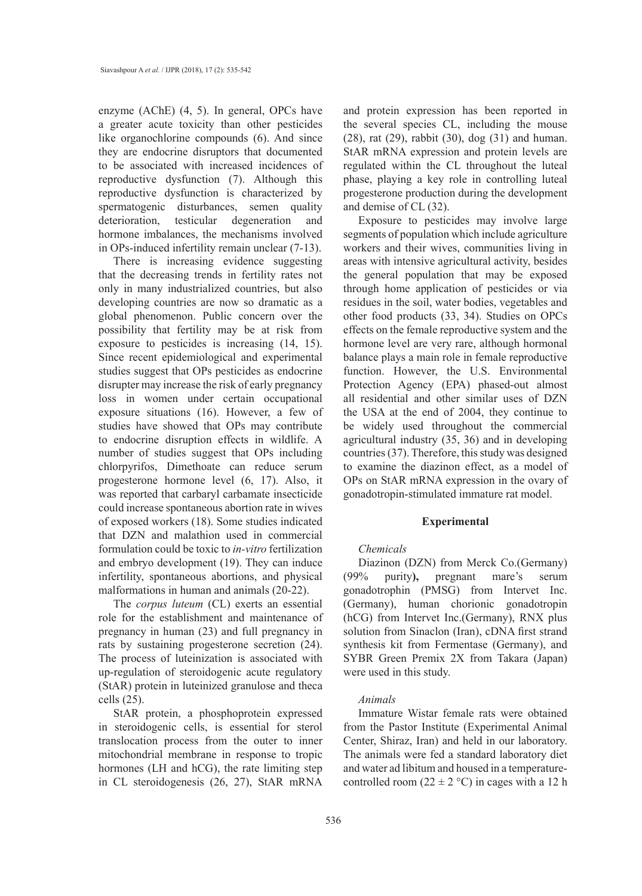enzyme (AChE) (4, 5). In general, OPCs have a greater acute toxicity than other pesticides like organochlorine compounds (6). And since they are endocrine disruptors that documented to be associated with increased incidences of reproductive dysfunction (7). Although this reproductive dysfunction is characterized by spermatogenic disturbances, semen quality deterioration, testicular degeneration and hormone imbalances, the mechanisms involved in OPs-induced infertility remain unclear (7-13).

There is increasing evidence suggesting that the decreasing trends in fertility rates not only in many industrialized countries, but also developing countries are now so dramatic as a global phenomenon. Public concern over the possibility that fertility may be at risk from exposure to pesticides is increasing (14, 15). Since recent epidemiological and experimental studies suggest that OPs pesticides as endocrine disrupter may increase the risk of early pregnancy loss in women under certain occupational exposure situations (16). However, a few of studies have showed that OPs may contribute to endocrine disruption effects in wildlife. A number of studies suggest that OPs including chlorpyrifos, Dimethoate can reduce serum progesterone hormone level (6, 17). Also, it was reported that carbaryl carbamate insecticide could increase spontaneous abortion rate in wives of exposed workers (18). Some studies indicated that DZN and malathion used in commercial formulation could be toxic to *in-vitro* fertilization and embryo development (19). They can induce infertility, spontaneous abortions, and physical malformations in human and animals (20-22).

The *corpus luteum* (CL) exerts an essential role for the establishment and maintenance of pregnancy in human (23) and full pregnancy in rats by sustaining progesterone secretion (24). The process of luteinization is associated with up-regulation of steroidogenic acute regulatory (StAR) protein in luteinized granulose and theca cells (25).

StAR protein, a phosphoprotein expressed in steroidogenic cells, is essential for sterol translocation process from the outer to inner mitochondrial membrane in response to tropic hormones (LH and hCG), the rate limiting step in CL steroidogenesis (26, 27), StAR mRNA and protein expression has been reported in the several species CL, including the mouse (28), rat (29), rabbit (30), dog (31) and human. StAR mRNA expression and protein levels are regulated within the CL throughout the luteal phase, playing a key role in controlling luteal progesterone production during the development and demise of CL (32).

Exposure to pesticides may involve large segments of population which include agriculture workers and their wives, communities living in areas with intensive agricultural activity, besides the general population that may be exposed through home application of pesticides or via residues in the soil, water bodies, vegetables and other food products (33, 34). Studies on OPCs effects on the female reproductive system and the hormone level are very rare, although hormonal balance plays a main role in female reproductive function. However, the U.S. Environmental Protection Agency (EPA) phased-out almost all residential and other similar uses of DZN the USA at the end of 2004, they continue to be widely used throughout the commercial agricultural industry (35, 36) and in developing countries (37). Therefore, this study was designed to examine the diazinon effect, as a model of OPs on StAR mRNA expression in the ovary of gonadotropin-stimulated immature rat model.

## Experimental

### *Chemicals*

Diazinon (DZN) from Merck Co.(Germany) (99% purity**),** pregnant mare's serum gonadotrophin (PMSG) from Intervet Inc. (Germany), human chorionic gonadotropin (hCG) from Intervet Inc.(Germany), RNX plus solution from Sinaclon (Iran), cDNA first strand synthesis kit from Fermentase (Germany), and SYBR Green Premix 2X from Takara (Japan) were used in this study.

### *Animals*

Immature Wistar female rats were obtained from the Pastor Institute (Experimental Animal Center, Shiraz, Iran) and held in our laboratory. The animals were fed a standard laboratory diet and water ad libitum and housed in a temperature-controlled room (22 ± 2 °C) in cages with a 12 h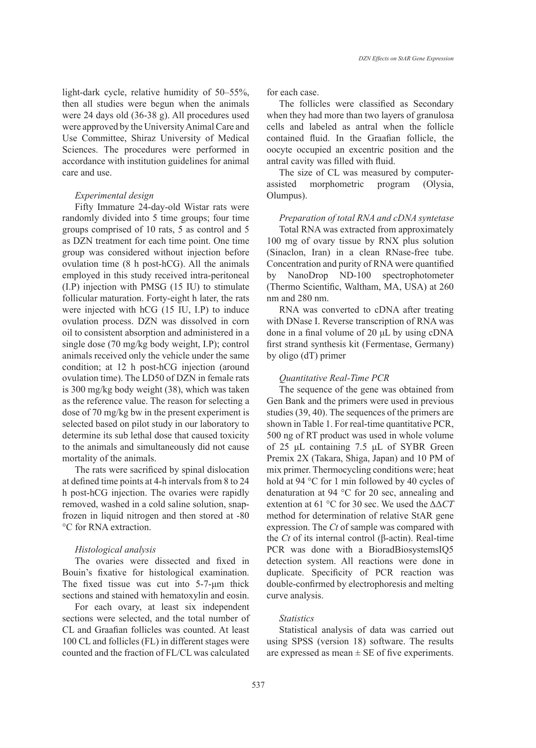light-dark cycle, relative humidity of 50–55%, then all studies were begun when the animals were 24 days old (36-38 g). All procedures used were approved by the University Animal Care and Use Committee, Shiraz University of Medical Sciences. The procedures were performed in accordance with institution guidelines for animal care and use.

*Experimental design*

Fifty Immature 24-day-old Wistar rats were randomly divided into 5 time groups; four time groups comprised of 10 rats, 5 as control and 5 as DZN treatment for each time point. One time group was considered without injection before ovulation time (8 h post-hCG). All the animals employed in this study received intra-peritoneal (I.P) injection with PMSG (15 IU) to stimulate follicular maturation. Forty-eight h later, the rats were injected with hCG (15 IU, I.P) to induce ovulation process. DZN was dissolved in corn oil to consistent absorption and administered in a single dose (70 mg/kg body weight, I.P); control animals received only the vehicle under the same condition; at 12 h post-hCG injection (around ovulation time). The LD50 of DZN in female rats is 300 mg/kg body weight (38), which was taken as the reference value. The reason for selecting a dose of 70 mg/kg bw in the present experiment is selected based on pilot study in our laboratory to determine its sub lethal dose that caused toxicity to the animals and simultaneously did not cause mortality of the animals.

The rats were sacrificed by spinal dislocation at defined time points at 4-h intervals from 8 to 24 h post-hCG injection. The ovaries were rapidly removed, washed in a cold saline solution, snap-frozen in liquid nitrogen and then stored at -80 °C for RNA extraction.

*Histological analysis*

The ovaries were dissected and fixed in Bouin's fixative for histological examination. The fixed tissue was cut into 5-7-µm thick sections and stained with hematoxylin and eosin.

For each ovary, at least six independent sections were selected, and the total number of CL and Graafian follicles was counted. At least 100 CL and follicles (FL) in different stages were counted and the fraction of FL/CL was calculated for each case.

The follicles were classified as Secondary when they had more than two layers of granulosa cells and labeled as antral when the follicle contained fluid. In the Graafian follicle, the oocyte occupied an excentric position and the antral cavity was filled with fluid.

The size of CL was measured by computer-assisted morphometric program (Olysia, Olumpus).

*Preparation of total RNA and cDNA syntetase*

Total RNA was extracted from approximately 100 mg of ovary tissue by RNX plus solution (Sinaclon, Iran) in a clean RNase-free tube. Concentration and purity of RNA were quantified by NanoDrop ND-100 spectrophotometer (Thermo Scientific, Waltham, MA, USA) at 260 nm and 280 nm.

RNA was converted to cDNA after treating with DNase I. Reverse transcription of RNA was done in a final volume of 20 µL by using cDNA first strand synthesis kit (Fermentase, Germany) by oligo (dT) primer

*Quantitative Real-Time PCR*

The sequence of the gene was obtained from Gen Bank and the primers were used in previous studies (39, 40). The sequences of the primers are shown in Table 1. For real-time quantitative PCR, 500 ng of RT product was used in whole volume of 25 µL containing 7.5 µL of SYBR Green Premix 2X (Takara, Shiga, Japan) and 10 PM of mix primer. Thermocycling conditions were; heat hold at 94 °C for 1 min followed by 40 cycles of denaturation at 94 °C for 20 sec, annealing and extention at 61 °C for 30 sec. We used the $\Delta\Delta CT$ method for determination of relative StAR gene expression. The *Ct* of sample was compared with the *Ct* of its internal control (β-actin). Real-time PCR was done with a BioradBiosystemsIQ5 detection system. All reactions were done in duplicate. Specificity of PCR reaction was double-confirmed by electrophoresis and melting curve analysis.

*Statistics*

Statistical analysis of data was carried out using SPSS (version 18) software. The results are expressed as mean ± SE of five experiments.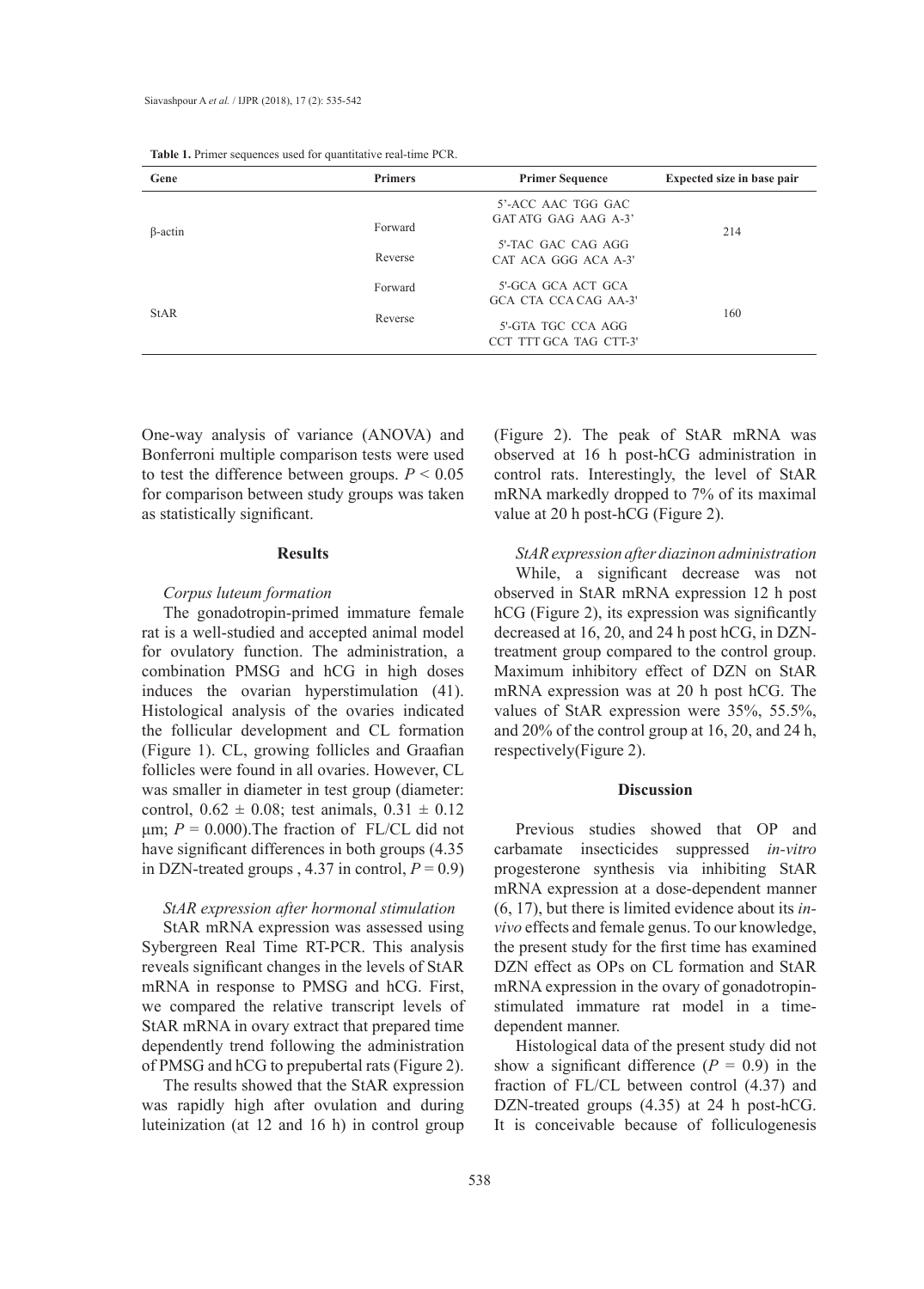**Table 1.** Primer sequences used for quantitative real-time PCR.

| Gene | Primers | Primer Sequence | Expected size in base pair |
|---|---|---|---|
| β-actin | Forward | 5'-ACC AAC TGG GAC GAT ATG GAG AAG A-3' | 214 |
| | Reverse | 5'-TAC GAC CAG AGG CAT ACA GGG ACA A-3' | |
| StAR | Forward | 5'-GCA GCA ACT GCA GCA CTA CCA CAG AA-3' | 160 |
| | Reverse | 5'-GTA TGC CCA AGG CCT TTT GCA TAG CTT-3' | |

One-way analysis of variance (ANOVA) and Bonferroni multiple comparison tests were used to test the difference between groups. $P < 0.05$ for comparison between study groups was taken as statistically significant.

## Results

### *Corpus luteum formation*

The gonadotropin-primed immature female rat is a well-studied and accepted animal model for ovulatory function. The administration, a combination PMSG and hCG in high doses induces the ovarian hyperstimulation (41). Histological analysis of the ovaries indicated the follicular development and CL formation (Figure 1). CL, growing follicles and Graafian follicles were found in all ovaries. However, CL was smaller in diameter in test group (diameter: control, $0.62 \pm 0.08$; test animals, $0.31 \pm 0.12$ μm; $P = 0.000$).The fraction of FL/CL did not have significant differences in both groups (4.35 in DZN-treated groups , 4.37 in control, $P = 0.9$)

### *StAR expression after hormonal stimulation*

StAR mRNA expression was assessed using Sybergreen Real Time RT-PCR. This analysis reveals significant changes in the levels of StAR mRNA in response to PMSG and hCG. First, we compared the relative transcript levels of StAR mRNA in ovary extract that prepared time dependently trend following the administration of PMSG and hCG to prepubertal rats (Figure 2).

The results showed that the StAR expression was rapidly high after ovulation and during luteinization (at 12 and 16 h) in control group (Figure 2). The peak of StAR mRNA was observed at 16 h post-hCG administration in control rats. Interestingly, the level of StAR mRNA markedly dropped to 7% of its maximal value at 20 h post-hCG (Figure 2).

### *StAR expression after diazinon administration*

While, a significant decrease was not observed in StAR mRNA expression 12 h post hCG (Figure 2), its expression was significantly decreased at 16, 20, and 24 h post hCG, in DZN-treatment group compared to the control group. Maximum inhibitory effect of DZN on StAR mRNA expression was at 20 h post hCG. The values of StAR expression were 35%, 55.5%, and 20% of the control group at 16, 20, and 24 h, respectively(Figure 2).

## Discussion

Previous studies showed that OP and carbamate insecticides suppressed *in-vitro* progesterone synthesis via inhibiting StAR mRNA expression at a dose-dependent manner (6, 17), but there is limited evidence about its *in-vivo* effects and female genus. To our knowledge, the present study for the first time has examined DZN effect as OPs on CL formation and StAR mRNA expression in the ovary of gonadotropin-stimulated immature rat model in a time-dependent manner.

Histological data of the present study did not show a significant difference ($P = 0.9$) in the fraction of FL/CL between control (4.37) and DZN-treated groups (4.35) at 24 h post-hCG. It is conceivable because of folliculogenesis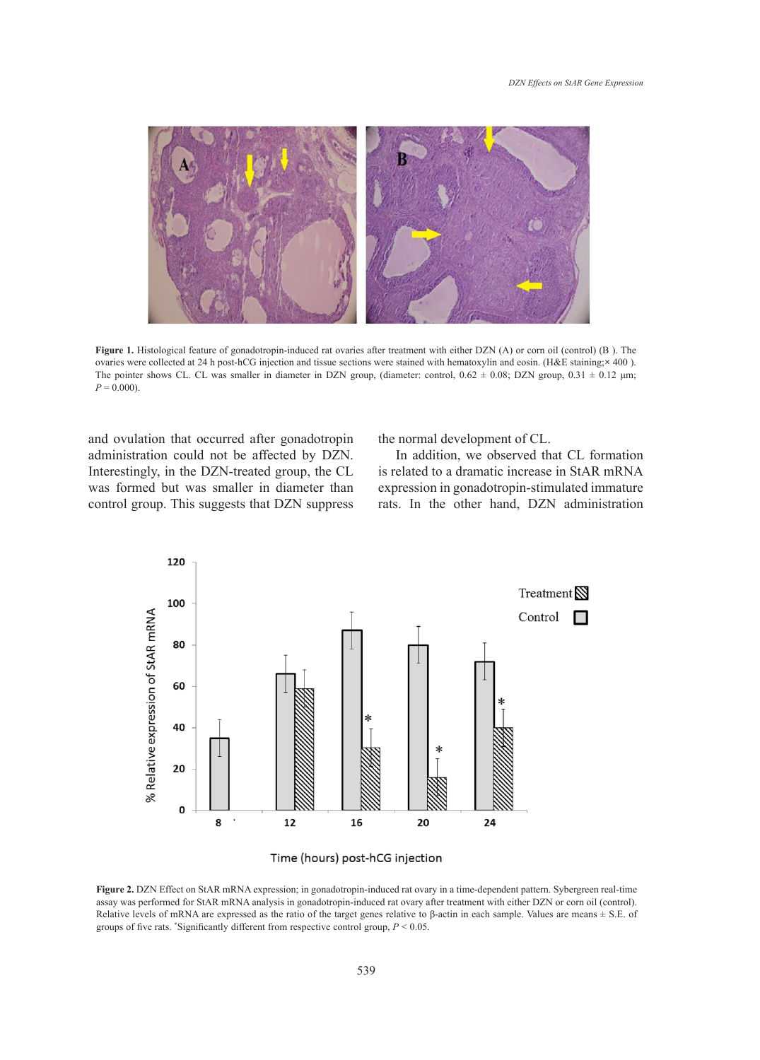**Figure 1.** Histological feature of gonadotropin-induced rat ovaries after treatment with either DZN (A) or corn oil (control) (B ). The ovaries were collected at 24 h post-hCG injection and tissue sections were stained with hematoxylin and eosin. (H&E staining;× 400 ). The pointer shows CL. CL was smaller in diameter in DZN group, (diameter: control, 0.62 ± 0.08; DZN group, 0.31 ± 0.12 µm; $P = 0.000$).

and ovulation that occurred after gonadotropin administration could not be affected by DZN. Interestingly, in the DZN-treated group, the CL was formed but was smaller in diameter than control group. This suggests that DZN suppress the normal development of CL.

In addition, we observed that CL formation is related to a dramatic increase in StAR mRNA expression in gonadotropin-stimulated immature rats. In the other hand, DZN administration

**Figure 2.** DZN Effect on StAR mRNA expression; in gonadotropin-induced rat ovary in a time-dependent pattern. Sybergreen real-time assay was performed for StAR mRNA analysis in gonadotropin-induced rat ovary after treatment with either DZN or corn oil (control). Relative levels of mRNA are expressed as the ratio of the target genes relative to β-actin in each sample. Values are means ± S.E. of groups of five rats. *Significantly different from respective control group, $P < 0.05$.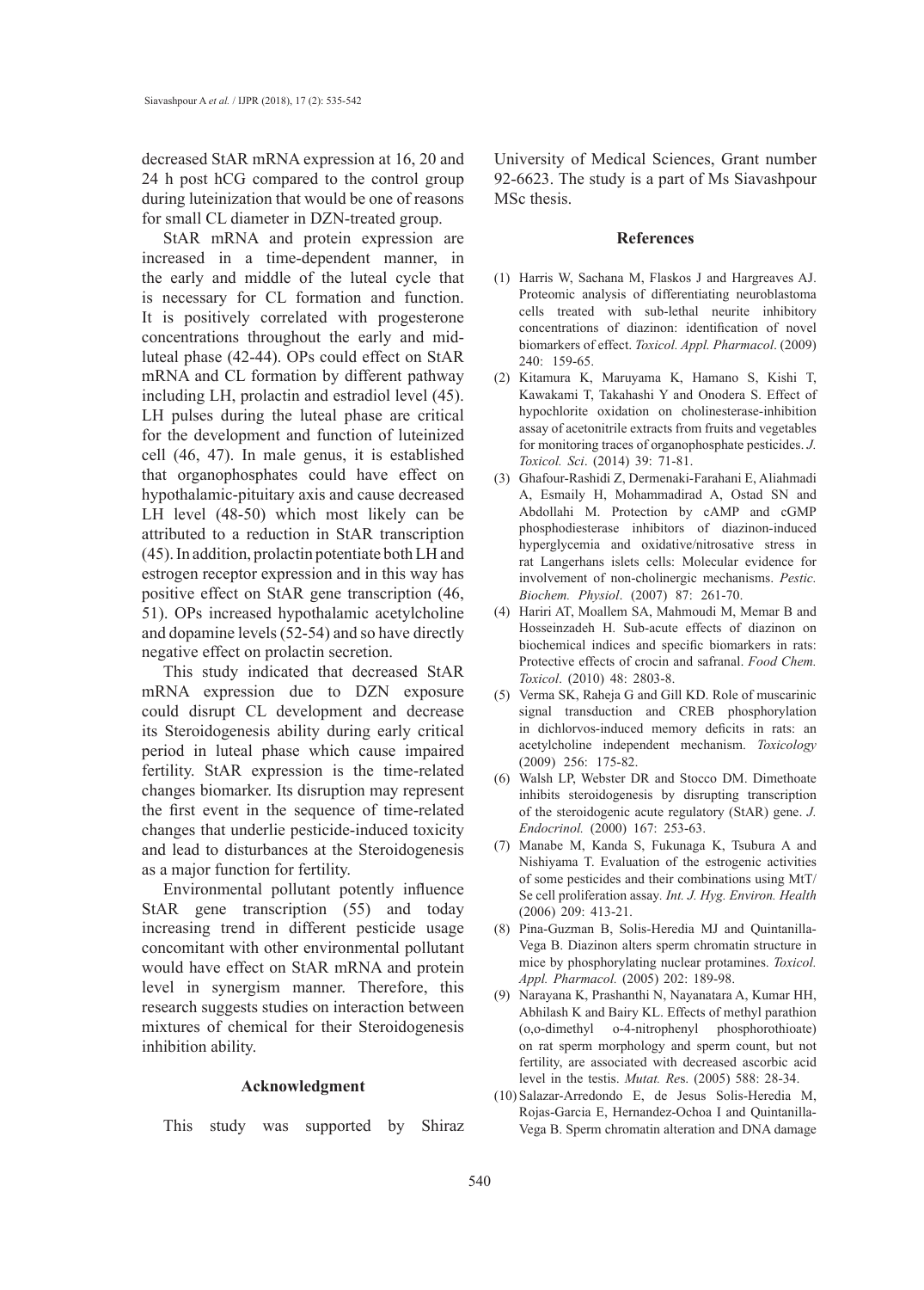decreased StAR mRNA expression at 16, 20 and 24 h post hCG compared to the control group during luteinization that would be one of reasons for small CL diameter in DZN-treated group.

StAR mRNA and protein expression are increased in a time-dependent manner, in the early and middle of the luteal cycle that is necessary for CL formation and function. It is positively correlated with progesterone concentrations throughout the early and mid-luteal phase (42-44). OPs could effect on StAR mRNA and CL formation by different pathway including LH, prolactin and estradiol level (45). LH pulses during the luteal phase are critical for the development and function of luteinized cell (46, 47). In male genus, it is established that organophosphates could have effect on hypothalamic-pituitary axis and cause decreased LH level (48-50) which most likely can be attributed to a reduction in StAR transcription (45). In addition, prolactin potentiate both LH and estrogen receptor expression and in this way has positive effect on StAR gene transcription (46, 51). OPs increased hypothalamic acetylcholine and dopamine levels (52-54) and so have directly negative effect on prolactin secretion.

This study indicated that decreased StAR mRNA expression due to DZN exposure could disrupt CL development and decrease its Steroidogenesis ability during early critical period in luteal phase which cause impaired fertility. StAR expression is the time-related changes biomarker. Its disruption may represent the first event in the sequence of time-related changes that underlie pesticide-induced toxicity and lead to disturbances at the Steroidogenesis as a major function for fertility.

Environmental pollutant potently influence StAR gene transcription (55) and today increasing trend in different pesticide usage concomitant with other environmental pollutant would have effect on StAR mRNA and protein level in synergism manner. Therefore, this research suggests studies on interaction between mixtures of chemical for their Steroidogenesis inhibition ability.

## Acknowledgment

This study was supported by Shiraz University of Medical Sciences, Grant number 92-6623. The study is a part of Ms Siavashpour MSc thesis.

## References

(1) Harris W, Sachana M, Flaskos J and Hargreaves AJ. Proteomic analysis of differentiating neuroblastoma cells treated with sub-lethal neurite inhibitory concentrations of diazinon: identification of novel biomarkers of effect. *Toxicol. Appl. Pharmacol*. (2009) 240: 159-65.

(2) Kitamura K, Maruyama K, Hamano S, Kishi T, Kawakami T, Takahashi Y and Onodera S. Effect of hypochlorite oxidation on cholinesterase-inhibition assay of acetonitrile extracts from fruits and vegetables for monitoring traces of organophosphate pesticides. *J. Toxicol. Sci*. (2014) 39: 71-81.

(3) Ghafour-Rashidi Z, Dermenaki-Farahani E, Aliahmadi A, Esmaily H, Mohammadirad A, Ostad SN and Abdollahi M. Protection by cAMP and cGMP phosphodiesterase inhibitors of diazinon-induced hyperglycemia and oxidative/nitrosative stress in rat Langerhans islets cells: Molecular evidence for involvement of non-cholinergic mechanisms. *Pestic. Biochem. Physiol*. (2007) 87: 261-70.

(4) Hariri AT, Moallem SA, Mahmoudi M, Memar B and Hosseinzadeh H. Sub-acute effects of diazinon on biochemical indices and specific biomarkers in rats: Protective effects of crocin and safranal. *Food Chem. Toxicol*. (2010) 48: 2803-8.

(5) Verma SK, Raheja G and Gill KD. Role of muscarinic signal transduction and CREB phosphorylation in dichlorvos-induced memory deficits in rats: an acetylcholine independent mechanism. *Toxicology* (2009) 256: 175-82.

(6) Walsh LP, Webster DR and Stocco DM. Dimethoate inhibits steroidogenesis by disrupting transcription of the steroidogenic acute regulatory (StAR) gene. *J. Endocrinol.* (2000) 167: 253-63.

(7) Manabe M, Kanda S, Fukunaga K, Tsubura A and Nishiyama T. Evaluation of the estrogenic activities of some pesticides and their combinations using MtT/Se cell proliferation assay. *Int. J. Hyg. Environ. Health* (2006) 209: 413-21.

(8) Pina-Guzman B, Solis-Heredia MJ and Quintanilla-Vega B. Diazinon alters sperm chromatin structure in mice by phosphorylating nuclear protamines. *Toxicol. Appl. Pharmacol.* (2005) 202: 189-98.

(9) Narayana K, Prashanthi N, Nayanatara A, Kumar HH, Abhilash K and Bairy KL. Effects of methyl parathion (o,o-dimethyl o-4-nitrophenyl phosphorothioate) on rat sperm morphology and sperm count, but not fertility, are associated with decreased ascorbic acid level in the testis. *Mutat. Res*. (2005) 588: 28-34.

(10) Salazar-Arredondo E, de Jesus Solis-Heredia M, Rojas-Garcia E, Hernandez-Ochoa I and Quintanilla-Vega B. Sperm chromatin alteration and DNA damage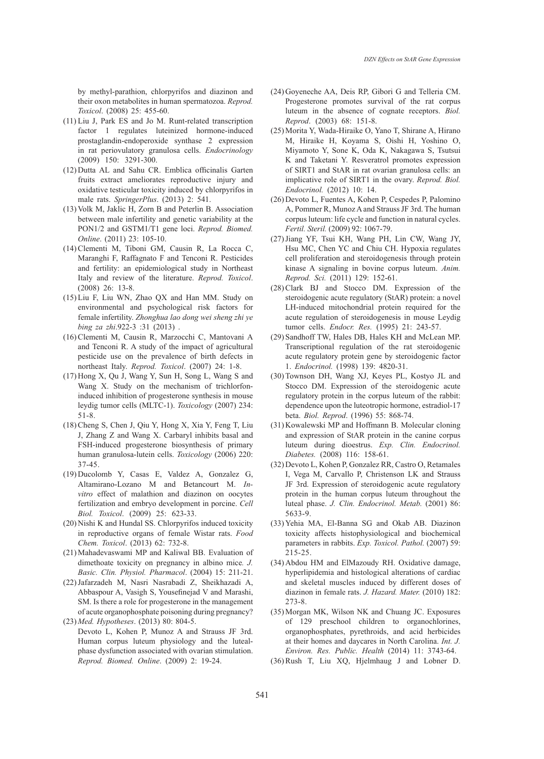by methyl-parathion, chlorpyrifos and diazinon and their oxon metabolites in human spermatozoa. *Reprod. Toxicol*. (2008) 25: 455-60.

(11) Liu J, Park ES and Jo M. Runt-related transcription factor 1 regulates luteinized hormone-induced prostaglandin-endoperoxide synthase 2 expression in rat periovulatory granulosa cells. *Endocrinology* (2009) 150: 3291-300.

(12) Dutta AL and Sahu CR. Emblica officinalis Garten fruits extract ameliorates reproductive injury and oxidative testicular toxicity induced by chlorpyrifos in male rats. *SpringerPlus*. (2013) 2: 541.

(13) Volk M, Jaklic H, Zorn B and Peterlin B. Association between male infertility and genetic variability at the PON1/2 and GSTM1/T1 gene loci. *Reprod. Biomed. Online*. (2011) 23: 105-10.

(14) Clementi M, Tiboni GM, Causin R, La Rocca C, Maranghi F, Raffagnato F and Tenconi R. Pesticides and fertility: an epidemiological study in Northeast Italy and review of the literature. *Reprod. Toxicol*. (2008) 26: 13-8.

(15) Liu F, Liu WN, Zhao QX and Han MM. Study on environmental and psychological risk factors for female infertility. *Zhonghua lao dong wei sheng zhi ye bing za zhi*.922-3 :31 (2013) .

(16) Clementi M, Causin R, Marzocchi C, Mantovani A and Tenconi R. A study of the impact of agricultural pesticide use on the prevalence of birth defects in northeast Italy. *Reprod. Toxicol*. (2007) 24: 1-8.

(17) Hong X, Qu J, Wang Y, Sun H, Song L, Wang S and Wang X. Study on the mechanism of trichlorfon-induced inhibition of progesterone synthesis in mouse leydig tumor cells (MLTC-1). *Toxicology* (2007) 234: 51-8.

(18) Cheng S, Chen J, Qiu Y, Hong X, Xia Y, Feng T, Liu J, Zhang Z and Wang X. Carbaryl inhibits basal and FSH-induced progesterone biosynthesis of primary human granulosa-lutein cells. *Toxicology* (2006) 220: 37-45.

(19) Ducolomb Y, Casas E, Valdez A, Gonzalez G, Altamirano-Lozano M and Betancourt M. *In-vitro* effect of malathion and diazinon on oocytes fertilization and embryo development in porcine. *Cell Biol. Toxicol*. (2009) 25: 623-33.

(20) Nishi K and Hundal SS. Chlorpyrifos induced toxicity in reproductive organs of female Wistar rats. *Food Chem. Toxicol*. (2013) 62: 732-8.

(21) Mahadevaswami MP and Kaliwal BB. Evaluation of dimethoate toxicity on pregnancy in albino mice*. J. Basic. Clin. Physiol. Pharmacol*. (2004) 15: 211-21.

(22) Jafarzadeh M, Nasri Nasrabadi Z, Sheikhazadi A, Abbaspour A, Vasigh S, Yousefinejad V and Marashi, SM. Is there a role for progesterone in the management of acute organophosphate poisoning during pregnancy? *Med. Hypotheses*. (2013) 80: 804-5.

(23) Devoto L, Kohen P, Munoz A and Strauss JF 3rd. Human corpus luteum physiology and the luteal-phase dysfunction associated with ovarian stimulation. *Reprod. Biomed. Online*. (2009) 2: 19-24.

(24) Goyeneche AA, Deis RP, Gibori G and Telleria CM. Progesterone promotes survival of the rat corpus luteum in the absence of cognate receptors. *Biol. Reprod*. (2003) 68: 151-8.

(25) Morita Y, Wada-Hiraike O, Yano T, Shirane A, Hirano M, Hiraike H, Koyama S, Oishi H, Yoshino O, Miyamoto Y, Sone K, Oda K, Nakagawa S, Tsutsui K and Taketani Y. Resveratrol promotes expression of SIRT1 and StAR in rat ovarian granulosa cells: an implicative role of SIRT1 in the ovary. *Reprod. Biol. Endocrinol.* (2012) 10: 14.

(26) Devoto L, Fuentes A, Kohen P, Cespedes P, Palomino A, Pommer R, Munoz A and Strauss JF 3rd. The human corpus luteum: life cycle and function in natural cycles. *Fertil. Steril.* (2009) 92: 1067-79.

(27) Jiang YF, Tsui KH, Wang PH, Lin CW, Wang JY, Hsu MC, Chen YC and Chiu CH. Hypoxia regulates cell proliferation and steroidogenesis through protein kinase A signaling in bovine corpus luteum. *Anim. Reprod. Sci.* (2011) 129: 152-61.

(28) Clark BJ and Stocco DM. Expression of the steroidogenic acute regulatory (StAR) protein: a novel LH-induced mitochondrial protein required for the acute regulation of steroidogenesis in mouse Leydig tumor cells. *Endocr. Res.* (1995) 21: 243-57.

(29) Sandhoff TW, Hales DB, Hales KH and McLean MP. Transcriptional regulation of the rat steroidogenic acute regulatory protein gene by steroidogenic factor 1. *Endocrinol.* (1998) 139: 4820-31.

(30) Townson DH, Wang XJ, Keyes PL, Kostyo JL and Stocco DM. Expression of the steroidogenic acute regulatory protein in the corpus luteum of the rabbit: dependence upon the luteotropic hormone, estradiol-17 beta. *Biol. Reprod*. (1996) 55: 868-74.

(31) Kowalewski MP and Hoffmann B. Molecular cloning and expression of StAR protein in the canine corpus luteum during dioestrus. *Exp. Clin. Endocrinol. Diabetes.* (2008) 116: 158-61.

(32) Devoto L, Kohen P, Gonzalez RR, Castro O, Retamales I, Vega M, Carvallo P, Christenson LK and Strauss JF 3rd. Expression of steroidogenic acute regulatory protein in the human corpus luteum throughout the luteal phase. *J. Clin. Endocrinol. Metab.* (2001) 86: 5633-9.

(33) Yehia MA, El-Banna SG and Okab AB. Diazinon toxicity affects histophysiological and biochemical parameters in rabbits. *Exp. Toxicol. Pathol.* (2007) 59: 215-25.

(34) Abdou HM and ElMazoudy RH. Oxidative damage, hyperlipidemia and histological alterations of cardiac and skeletal muscles induced by different doses of diazinon in female rats. *J. Hazard. Mater.* (2010) 182: 273-8.

(35) Morgan MK, Wilson NK and Chuang JC. Exposures of 129 preschool children to organochlorines, organophosphates, pyrethroids, and acid herbicides at their homes and daycares in North Carolina. *Int. J. Environ. Res. Public. Health* (2014) 11: 3743-64.

(36) Rush T, Liu XQ, Hjelmhaug J and Lobner D.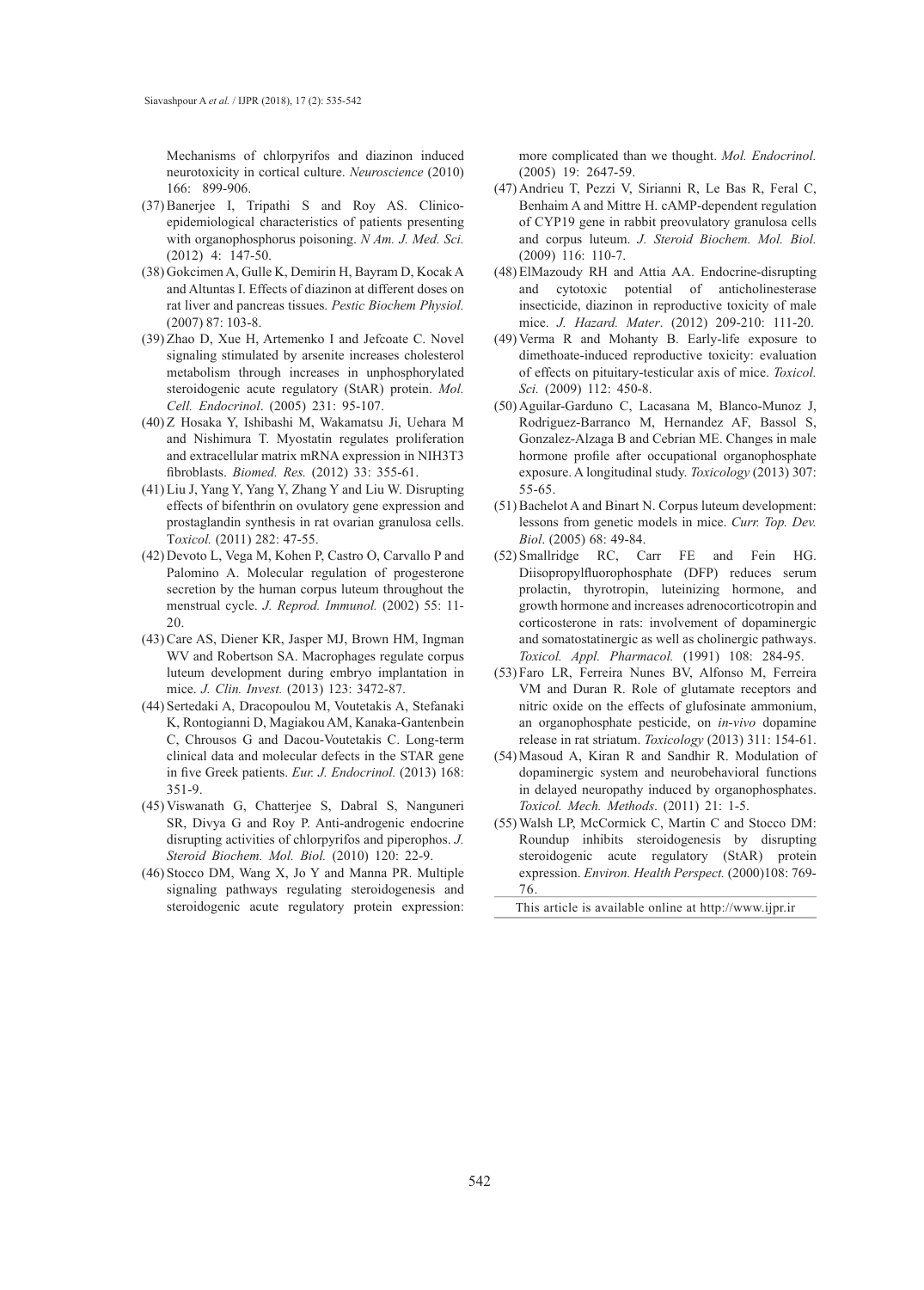Mechanisms of chlorpyrifos and diazinon induced neurotoxicity in cortical culture. *Neuroscience* (2010) 166: 899-906.

(37) Banerjee I, Tripathi S and Roy AS. Clinico-epidemiological characteristics of patients presenting with organophosphorus poisoning. *N Am. J. Med. Sci.* (2012) 4: 147-50.

(38) Gokcimen A, Gulle K, Demirin H, Bayram D, Kocak A and Altuntas I. Effects of diazinon at different doses on rat liver and pancreas tissues. *Pestic Biochem Physiol.* (2007) 87: 103-8.

(39) Zhao D, Xue H, Artemenko I and Jefcoate C. Novel signaling stimulated by arsenite increases cholesterol metabolism through increases in unphosphorylated steroidogenic acute regulatory (StAR) protein. *Mol. Cell. Endocrinol*. (2005) 231: 95-107.

(40) Z Hosaka Y, Ishibashi M, Wakamatsu Ji, Uehara M and Nishimura T. Myostatin regulates proliferation and extracellular matrix mRNA expression in NIH3T3 fibroblasts. *Biomed. Res.* (2012) 33: 355-61.

(41) Liu J, Yang Y, Yang Y, Zhang Y and Liu W. Disrupting effects of bifenthrin on ovulatory gene expression and prostaglandin synthesis in rat ovarian granulosa cells. T*oxicol.* (2011) 282: 47-55.

(42) Devoto L, Vega M, Kohen P, Castro O, Carvallo P and Palomino A. Molecular regulation of progesterone secretion by the human corpus luteum throughout the menstrual cycle. *J. Reprod. Immunol.* (2002) 55: 11-20.

(43) Care AS, Diener KR, Jasper MJ, Brown HM, Ingman WV and Robertson SA. Macrophages regulate corpus luteum development during embryo implantation in mice. *J. Clin. Invest.* (2013) 123: 3472-87.

(44) Sertedaki A, Dracopoulou M, Voutetakis A, Stefanaki K, Rontogianni D, Magiakou AM, Kanaka-Gantenbein C, Chrousos G and Dacou-Voutetakis C. Long-term clinical data and molecular defects in the STAR gene in five Greek patients. *Eur. J. Endocrinol.* (2013) 168: 351-9.

(45) Viswanath G, Chatterjee S, Dabral S, Nanguneri SR, Divya G and Roy P. Anti-androgenic endocrine disrupting activities of chlorpyrifos and piperophos. *J. Steroid Biochem. Mol. Biol.* (2010) 120: 22-9.

(46) Stocco DM, Wang X, Jo Y and Manna PR. Multiple signaling pathways regulating steroidogenesis and steroidogenic acute regulatory protein expression: more complicated than we thought. *Mol. Endocrinol.* (2005) 19: 2647-59.

(47) Andrieu T, Pezzi V, Sirianni R, Le Bas R, Feral C, Benhaim A and Mittre H. cAMP-dependent regulation of CYP19 gene in rabbit preovulatory granulosa cells and corpus luteum. *J. Steroid Biochem. Mol. Biol.* (2009) 116: 110-7.

(48) ElMazoudy RH and Attia AA. Endocrine-disrupting and cytotoxic potential of anticholinesterase insecticide, diazinon in reproductive toxicity of male mice. *J. Hazard. Mater*. (2012) 209-210: 111-20.

(49) Verma R and Mohanty B. Early-life exposure to dimethoate-induced reproductive toxicity: evaluation of effects on pituitary-testicular axis of mice. *Toxicol. Sci.* (2009) 112: 450-8.

(50) Aguilar-Garduno C, Lacasana M, Blanco-Munoz J, Rodriguez-Barranco M, Hernandez AF, Bassol S, Gonzalez-Alzaga B and Cebrian ME. Changes in male hormone profile after occupational organophosphate exposure. A longitudinal study. *Toxicology* (2013) 307: 55-65.

(51) Bachelot A and Binart N. Corpus luteum development: lessons from genetic models in mice. *Curr. Top. Dev. Biol*. (2005) 68: 49-84.

(52) Smallridge RC, Carr FE and Fein HG. Diisopropylfluorophosphate (DFP) reduces serum prolactin, thyrotropin, luteinizing hormone, and growth hormone and increases adrenocorticotropin and corticosterone in rats: involvement of dopaminergic and somatostatinergic as well as cholinergic pathways. *Toxicol. Appl. Pharmacol.* (1991) 108: 284-95.

(53) Faro LR, Ferreira Nunes BV, Alfonso M, Ferreira VM and Duran R. Role of glutamate receptors and nitric oxide on the effects of glufosinate ammonium, an organophosphate pesticide, on *in-vivo* dopamine release in rat striatum. *Toxicology* (2013) 311: 154-61.

(54) Masoud A, Kiran R and Sandhir R. Modulation of dopaminergic system and neurobehavioral functions in delayed neuropathy induced by organophosphates. *Toxicol. Mech. Methods*. (2011) 21: 1-5.

(55) Walsh LP, McCormick C, Martin C and Stocco DM: Roundup inhibits steroidogenesis by disrupting steroidogenic acute regulatory (StAR) protein expression. *Environ. Health Perspect.* (2000)108: 769-76.

This article is available online at http://www.ijpr.ir